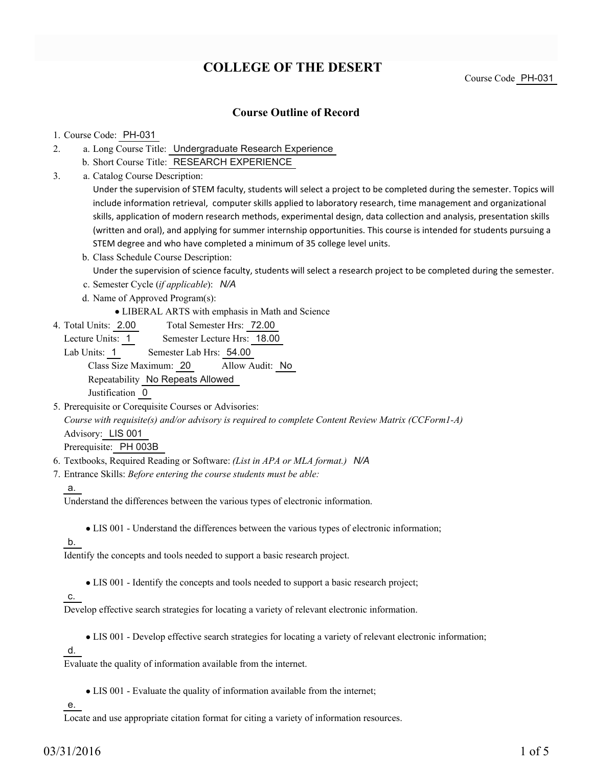# COLLEGE OF THE DESERT

Course Code PH-031

## Course Outline of Record

1. Course Code: PH-031
2. a. Long Course Title: Undergraduate Research Experience
   b. Short Course Title: RESEARCH EXPERIENCE
3. a. Catalog Course Description:
   Under the supervision of STEM faculty, students will select a project to be completed during the semester. Topics will include information retrieval, computer skills applied to laboratory research, time management and organizational skills, application of modern research methods, experimental design, data collection and analysis, presentation skills (written and oral), and applying for summer internship opportunities. This course is intended for students pursuing a STEM degree and who have completed a minimum of 35 college level units.
   b. Class Schedule Course Description:
   Under the supervision of science faculty, students will select a research project to be completed during the semester.
   c. Semester Cycle (*if applicable*): *N/A*
   d. Name of Approved Program(s):
      - LIBERAL ARTS with emphasis in Math and Science
4. Total Units: 2.00 Total Semester Hrs: 72.00
   Lecture Units: 1 Semester Lecture Hrs: 18.00
   Lab Units: 1 Semester Lab Hrs: 54.00
   Class Size Maximum: 20 Allow Audit: No
   Repeatability No Repeats Allowed
   Justification 0
5. Prerequisite or Corequisite Courses or Advisories:
   *Course with requisite(s) and/or advisory is required to complete Content Review Matrix (CCForm1-A)*
   Advisory: LIS 001
   Prerequisite: PH 003B
6. Textbooks, Required Reading or Software: *(List in APA or MLA format.)* *N/A*
7. Entrance Skills: *Before entering the course students must be able:*

   a.
   Understand the differences between the various types of electronic information.
   - LIS 001 - Understand the differences between the various types of electronic information;

   b.
   Identify the concepts and tools needed to support a basic research project.
   - LIS 001 - Identify the concepts and tools needed to support a basic research project;

   c.
   Develop effective search strategies for locating a variety of relevant electronic information.
   - LIS 001 - Develop effective search strategies for locating a variety of relevant electronic information;

   d.
   Evaluate the quality of information available from the internet.
   - LIS 001 - Evaluate the quality of information available from the internet;

   e.
   Locate and use appropriate citation format for citing a variety of information resources.

03/31/2016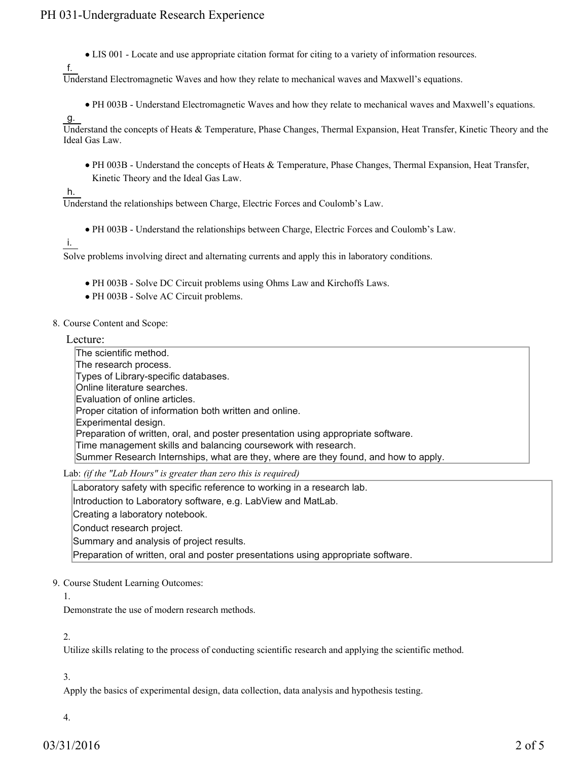- LIS 001 - Locate and use appropriate citation format for citing to a variety of information resources.

f.
Understand Electromagnetic Waves and how they relate to mechanical waves and Maxwell's equations.

- PH 003B - Understand Electromagnetic Waves and how they relate to mechanical waves and Maxwell's equations.

g.
Understand the concepts of Heats & Temperature, Phase Changes, Thermal Expansion, Heat Transfer, Kinetic Theory and the Ideal Gas Law.

- PH 003B - Understand the concepts of Heats & Temperature, Phase Changes, Thermal Expansion, Heat Transfer, Kinetic Theory and the Ideal Gas Law.

h.
Understand the relationships between Charge, Electric Forces and Coulomb's Law.

- PH 003B - Understand the relationships between Charge, Electric Forces and Coulomb's Law.

i.
Solve problems involving direct and alternating currents and apply this in laboratory conditions.

- PH 003B - Solve DC Circuit problems using Ohms Law and Kirchoffs Laws.
- PH 003B - Solve AC Circuit problems.

8. Course Content and Scope:

Lecture:

The scientific method.
The research process.
Types of Library-specific databases.
Online literature searches.
Evaluation of online articles.
Proper citation of information both written and online.
Experimental design.
Preparation of written, oral, and poster presentation using appropriate software.
Time management skills and balancing coursework with research.
Summer Research Internships, what are they, where are they found, and how to apply.

Lab: *(if the "Lab Hours" is greater than zero this is required)*

Laboratory safety with specific reference to working in a research lab.
Introduction to Laboratory software, e.g. LabView and MatLab.
Creating a laboratory notebook.
Conduct research project.
Summary and analysis of project results.
Preparation of written, oral and poster presentations using appropriate software.

9. Course Student Learning Outcomes:

1.
Demonstrate the use of modern research methods.

2.
Utilize skills relating to the process of conducting scientific research and applying the scientific method.

3.
Apply the basics of experimental design, data collection, data analysis and hypothesis testing.

4.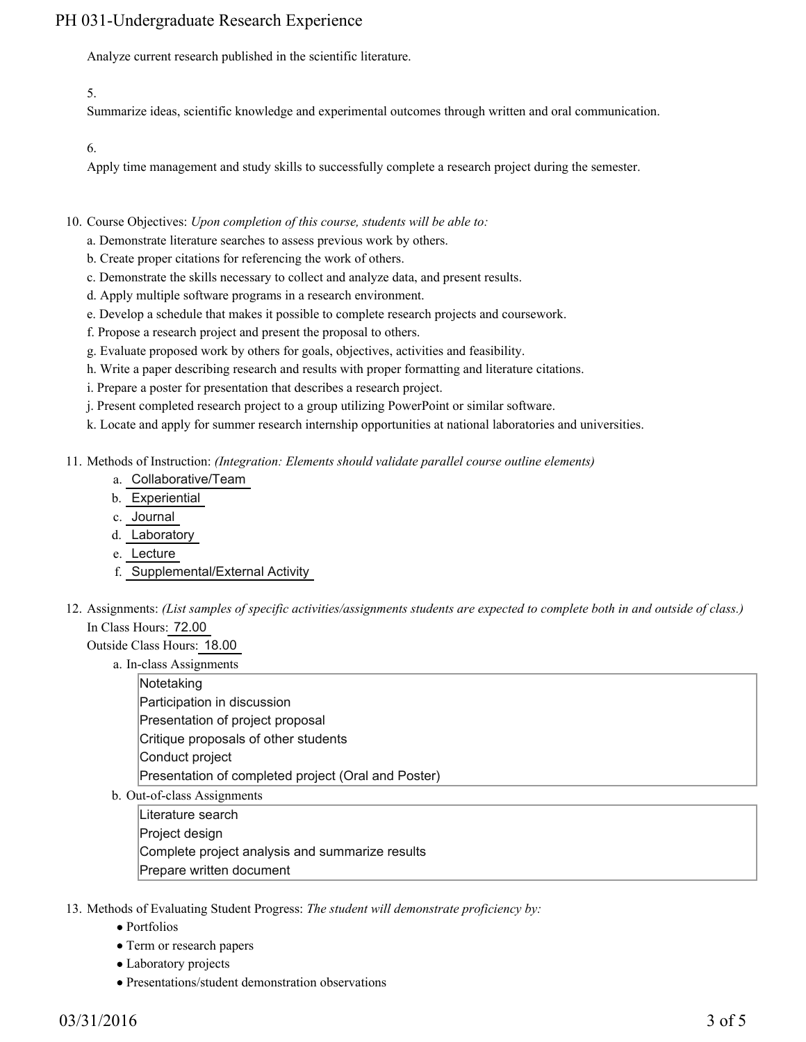Analyze current research published in the scientific literature.

5.

Summarize ideas, scientific knowledge and experimental outcomes through written and oral communication.

6.

Apply time management and study skills to successfully complete a research project during the semester.

10. Course Objectives: *Upon completion of this course, students will be able to:*
    a. Demonstrate literature searches to assess previous work by others.
    b. Create proper citations for referencing the work of others.
    c. Demonstrate the skills necessary to collect and analyze data, and present results.
    d. Apply multiple software programs in a research environment.
    e. Develop a schedule that makes it possible to complete research projects and coursework.
    f. Propose a research project and present the proposal to others.
    g. Evaluate proposed work by others for goals, objectives, activities and feasibility.
    h. Write a paper describing research and results with proper formatting and literature citations.
    i. Prepare a poster for presentation that describes a research project.
    j. Present completed research project to a group utilizing PowerPoint or similar software.
    k. Locate and apply for summer research internship opportunities at national laboratories and universities.

11. Methods of Instruction: *(Integration: Elements should validate parallel course outline elements)*
    a. Collaborative/Team
    b. Experiential
    c. Journal
    d. Laboratory
    e. Lecture
    f. Supplemental/External Activity

12. Assignments: *(List samples of specific activities/assignments students are expected to complete both in and outside of class.)*
    In Class Hours: 72.00
    Outside Class Hours: 18.00
    a. In-class Assignments
        - Notetaking
        - Participation in discussion
        - Presentation of project proposal
        - Critique proposals of other students
        - Conduct project
        - Presentation of completed project (Oral and Poster)
    b. Out-of-class Assignments
        - Literature search
        - Project design
        - Complete project analysis and summarize results
        - Prepare written document

13. Methods of Evaluating Student Progress: *The student will demonstrate proficiency by:*
    - Portfolios
    - Term or research papers
    - Laboratory projects
    - Presentations/student demonstration observations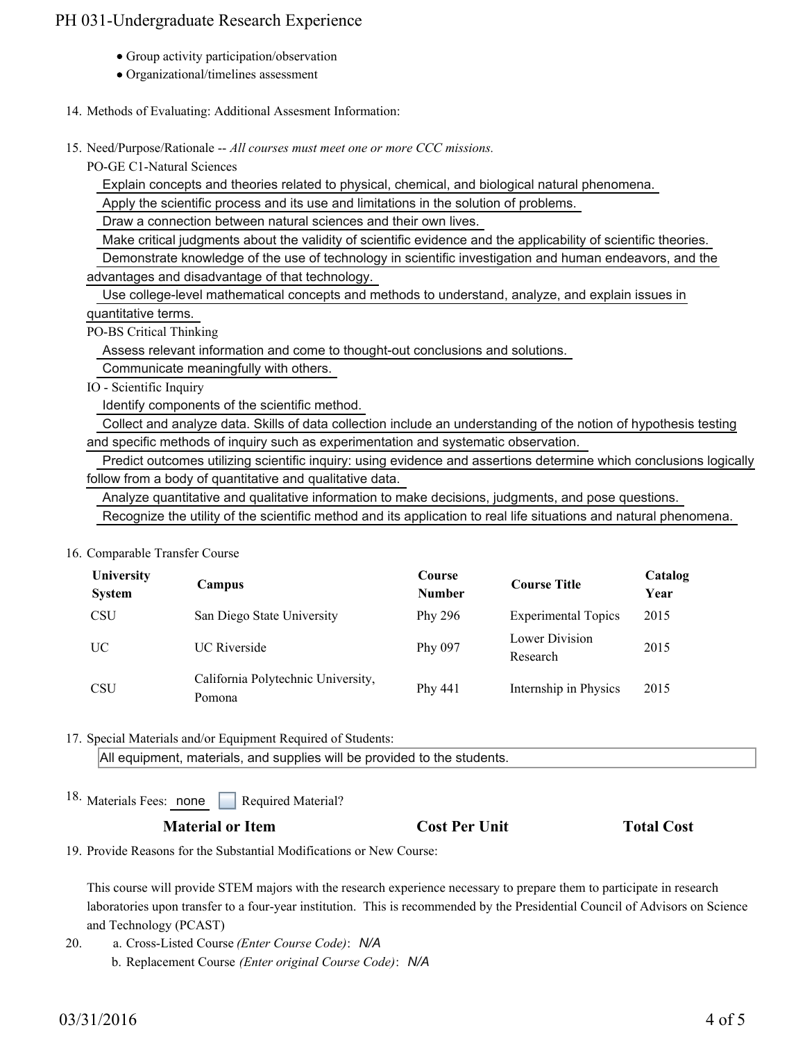- Group activity participation/observation
- Organizational/timelines assessment

14. Methods of Evaluating: Additional Assesment Information:

15. Need/Purpose/Rationale -- *All courses must meet one or more CCC missions.*

PO-GE C1-Natural Sciences

Explain concepts and theories related to physical, chemical, and biological natural phenomena.

Apply the scientific process and its use and limitations in the solution of problems.

Draw a connection between natural sciences and their own lives.

Make critical judgments about the validity of scientific evidence and the applicability of scientific theories.

Demonstrate knowledge of the use of technology in scientific investigation and human endeavors, and the advantages and disadvantage of that technology.

Use college-level mathematical concepts and methods to understand, analyze, and explain issues in quantitative terms.

PO-BS Critical Thinking

Assess relevant information and come to thought-out conclusions and solutions.

Communicate meaningfully with others.

IO - Scientific Inquiry

Identify components of the scientific method.

Collect and analyze data. Skills of data collection include an understanding of the notion of hypothesis testing and specific methods of inquiry such as experimentation and systematic observation.

Predict outcomes utilizing scientific inquiry: using evidence and assertions determine which conclusions logically follow from a body of quantitative and qualitative data.

Analyze quantitative and qualitative information to make decisions, judgments, and pose questions.

Recognize the utility of the scientific method and its application to real life situations and natural phenomena.

16. Comparable Transfer Course

| University System | Campus | Course Number | Course Title | Catalog Year |
|---|---|---|---|---|
| CSU | San Diego State University | Phy 296 | Experimental Topics | 2015 |
| UC | UC Riverside | Phy 097 | Lower Division Research | 2015 |
| CSU | California Polytechnic University, Pomona | Phy 441 | Internship in Physics | 2015 |

17. Special Materials and/or Equipment Required of Students:

All equipment, materials, and supplies will be provided to the students.

18. Materials Fees: none ☐ Required Material?

| Material or Item | Cost Per Unit | Total Cost |
|---|---|---|

19. Provide Reasons for the Substantial Modifications or New Course:

This course will provide STEM majors with the research experience necessary to prepare them to participate in research laboratories upon transfer to a four-year institution. This is recommended by the Presidential Council of Advisors on Science and Technology (PCAST)

20. a. Cross-Listed Course *(Enter Course Code)*: *N/A*

b. Replacement Course *(Enter original Course Code)*: *N/A*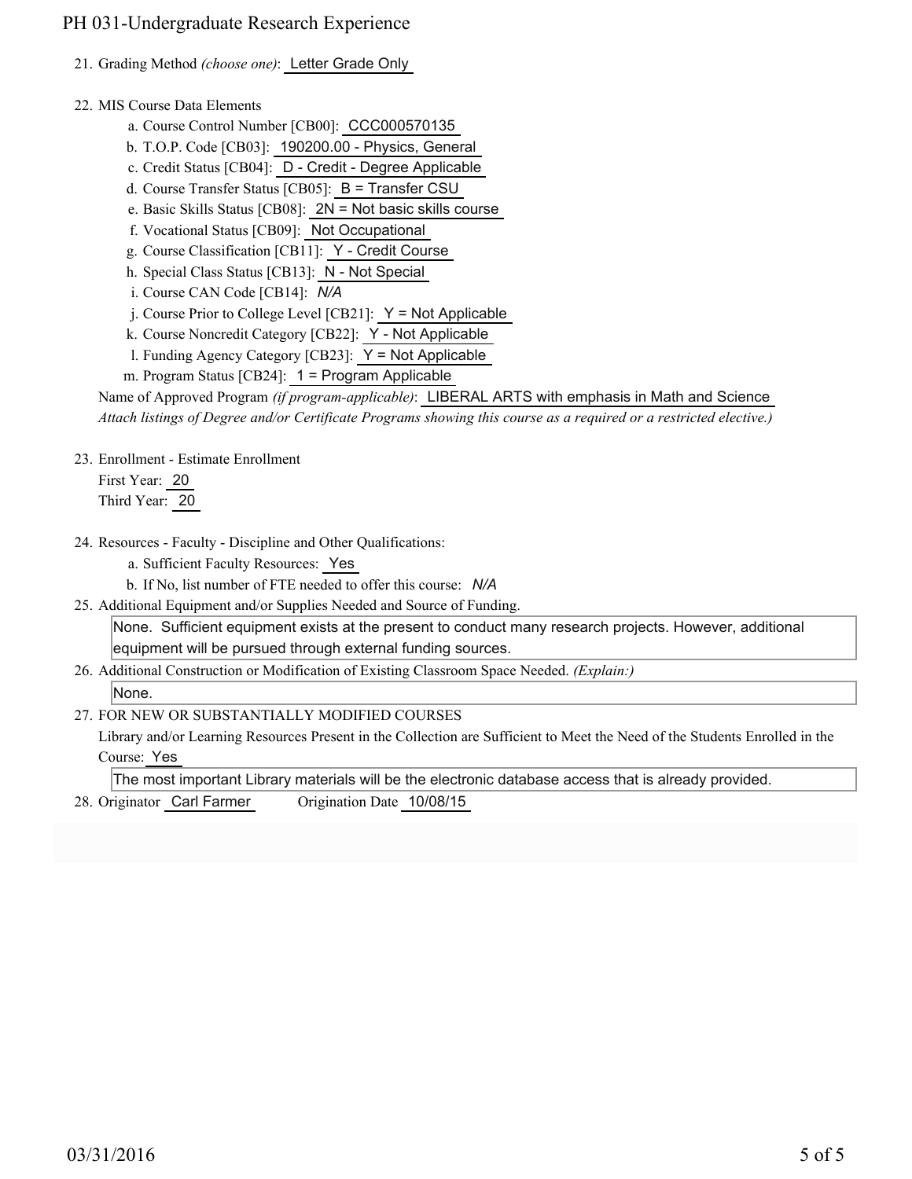21. Grading Method *(choose one)*: Letter Grade Only

22. MIS Course Data Elements
    a. Course Control Number [CB00]: CCC000570135
    b. T.O.P. Code [CB03]: 190200.00 - Physics, General
    c. Credit Status [CB04]: D - Credit - Degree Applicable
    d. Course Transfer Status [CB05]: B = Transfer CSU
    e. Basic Skills Status [CB08]: 2N = Not basic skills course
    f. Vocational Status [CB09]: Not Occupational
    g. Course Classification [CB11]: Y - Credit Course
    h. Special Class Status [CB13]: N - Not Special
    i. Course CAN Code [CB14]: *N/A*
    j. Course Prior to College Level [CB21]: Y = Not Applicable
    k. Course Noncredit Category [CB22]: Y - Not Applicable
    l. Funding Agency Category [CB23]: Y = Not Applicable
    m. Program Status [CB24]: 1 = Program Applicable

    Name of Approved Program *(if program-applicable)*: LIBERAL ARTS with emphasis in Math and Science

    *Attach listings of Degree and/or Certificate Programs showing this course as a required or a restricted elective.)*

23. Enrollment - Estimate Enrollment
    First Year: 20
    Third Year: 20

24. Resources - Faculty - Discipline and Other Qualifications:
    a. Sufficient Faculty Resources: Yes
    b. If No, list number of FTE needed to offer this course: *N/A*

25. Additional Equipment and/or Supplies Needed and Source of Funding.

    None. Sufficient equipment exists at the present to conduct many research projects. However, additional equipment will be pursued through external funding sources.

26. Additional Construction or Modification of Existing Classroom Space Needed. *(Explain:)*

    None.

27. FOR NEW OR SUBSTANTIALLY MODIFIED COURSES
    Library and/or Learning Resources Present in the Collection are Sufficient to Meet the Need of the Students Enrolled in the Course: Yes

    The most important Library materials will be the electronic database access that is already provided.

28. Originator Carl Farmer Origination Date 10/08/15